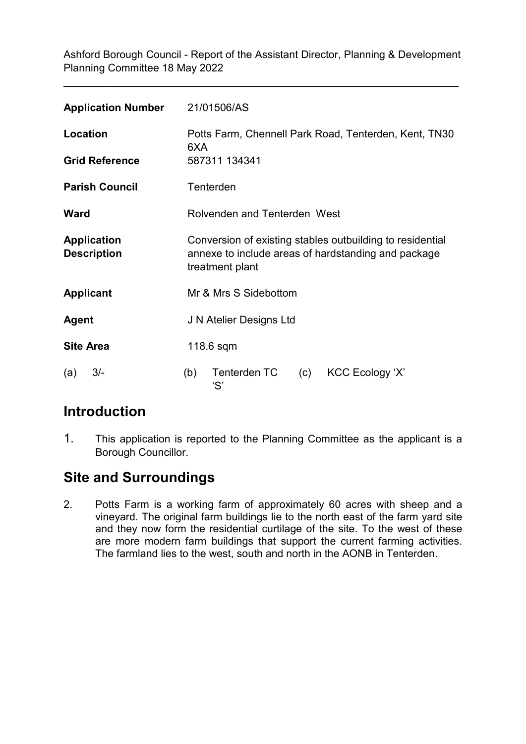Ashford Borough Council - Report of the Assistant Director, Planning & Development
Planning Committee 18 May 2022

| | |
|---|---|
| **Application Number** | 21/01506/AS |
| **Location** | Potts Farm, Chennell Park Road, Tenterden, Kent, TN30 6XA |
| **Grid Reference** | 587311 134341 |
| **Parish Council** | Tenterden |
| **Ward** | Rolvenden and Tenterden West |
| **Application Description** | Conversion of existing stables outbuilding to residential annexe to include areas of hardstanding and package treatment plant |
| **Applicant** | Mr & Mrs S Sidebottom |
| **Agent** | J N Atelier Designs Ltd |
| **Site Area** | 118.6 sqm |

(a) 3/- (b) Tenterden TC 'S' (c) KCC Ecology 'X'

## Introduction

1. This application is reported to the Planning Committee as the applicant is a Borough Councillor.

## Site and Surroundings

2. Potts Farm is a working farm of approximately 60 acres with sheep and a vineyard. The original farm buildings lie to the north east of the farm yard site and they now form the residential curtilage of the site. To the west of these are more modern farm buildings that support the current farming activities. The farmland lies to the west, south and north in the AONB in Tenterden.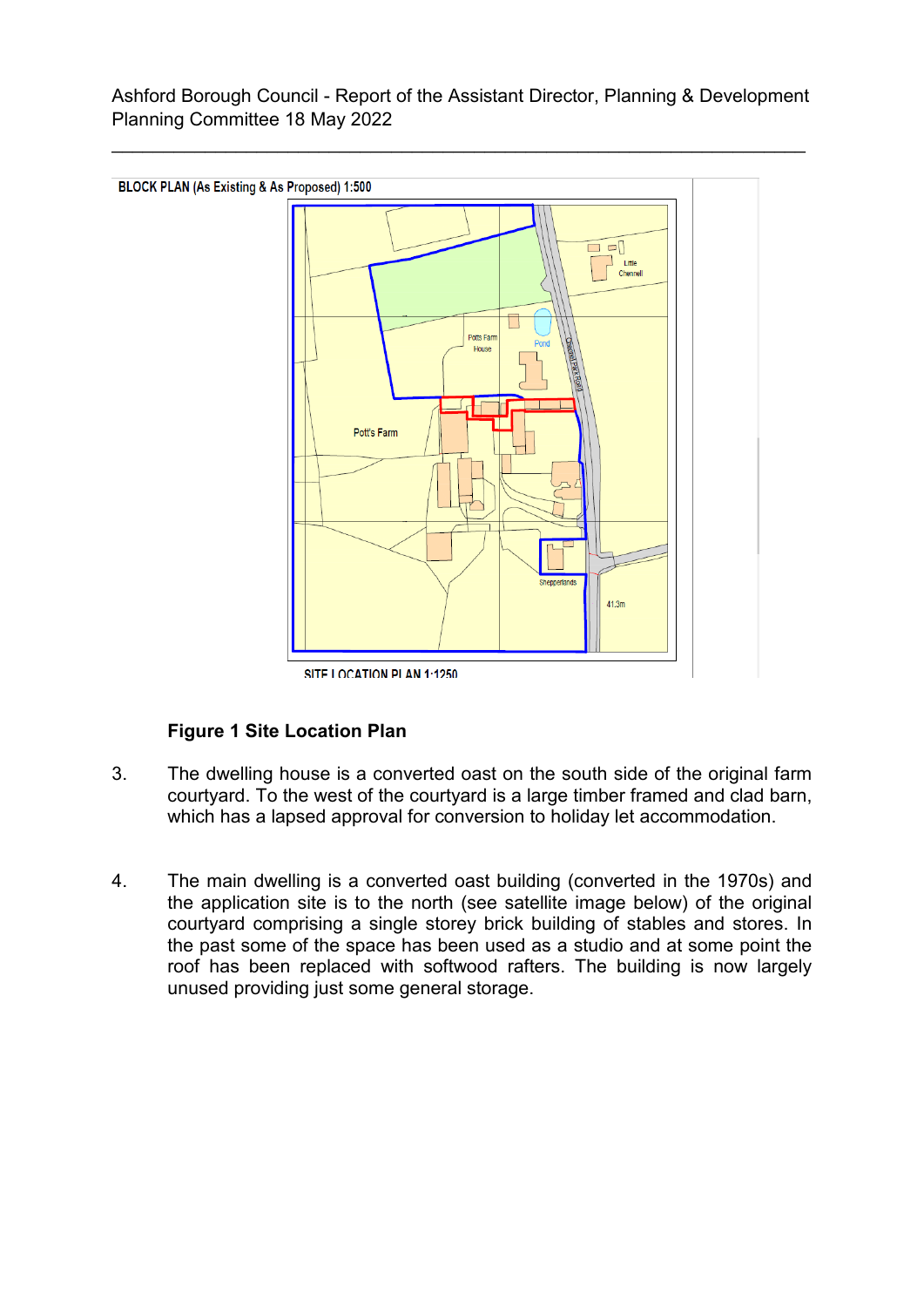**Figure 1 Site Location Plan**

3. The dwelling house is a converted oast on the south side of the original farm courtyard. To the west of the courtyard is a large timber framed and clad barn, which has a lapsed approval for conversion to holiday let accommodation.

4. The main dwelling is a converted oast building (converted in the 1970s) and the application site is to the north (see satellite image below) of the original courtyard comprising a single storey brick building of stables and stores. In the past some of the space has been used as a studio and at some point the roof has been replaced with softwood rafters. The building is now largely unused providing just some general storage.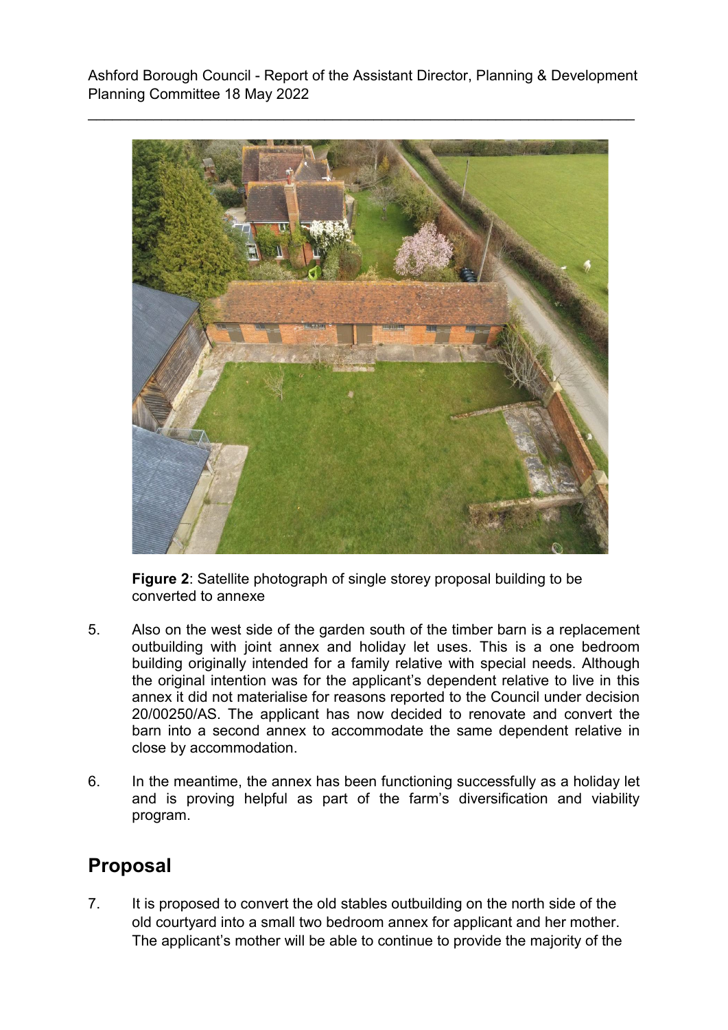**Figure 2**: Satellite photograph of single storey proposal building to be converted to annexe

5. Also on the west side of the garden south of the timber barn is a replacement outbuilding with joint annex and holiday let uses. This is a one bedroom building originally intended for a family relative with special needs. Although the original intention was for the applicant's dependent relative to live in this annex it did not materialise for reasons reported to the Council under decision 20/00250/AS. The applicant has now decided to renovate and convert the barn into a second annex to accommodate the same dependent relative in close by accommodation.

6. In the meantime, the annex has been functioning successfully as a holiday let and is proving helpful as part of the farm's diversification and viability program.

## Proposal

7. It is proposed to convert the old stables outbuilding on the north side of the old courtyard into a small two bedroom annex for applicant and her mother. The applicant's mother will be able to continue to provide the majority of the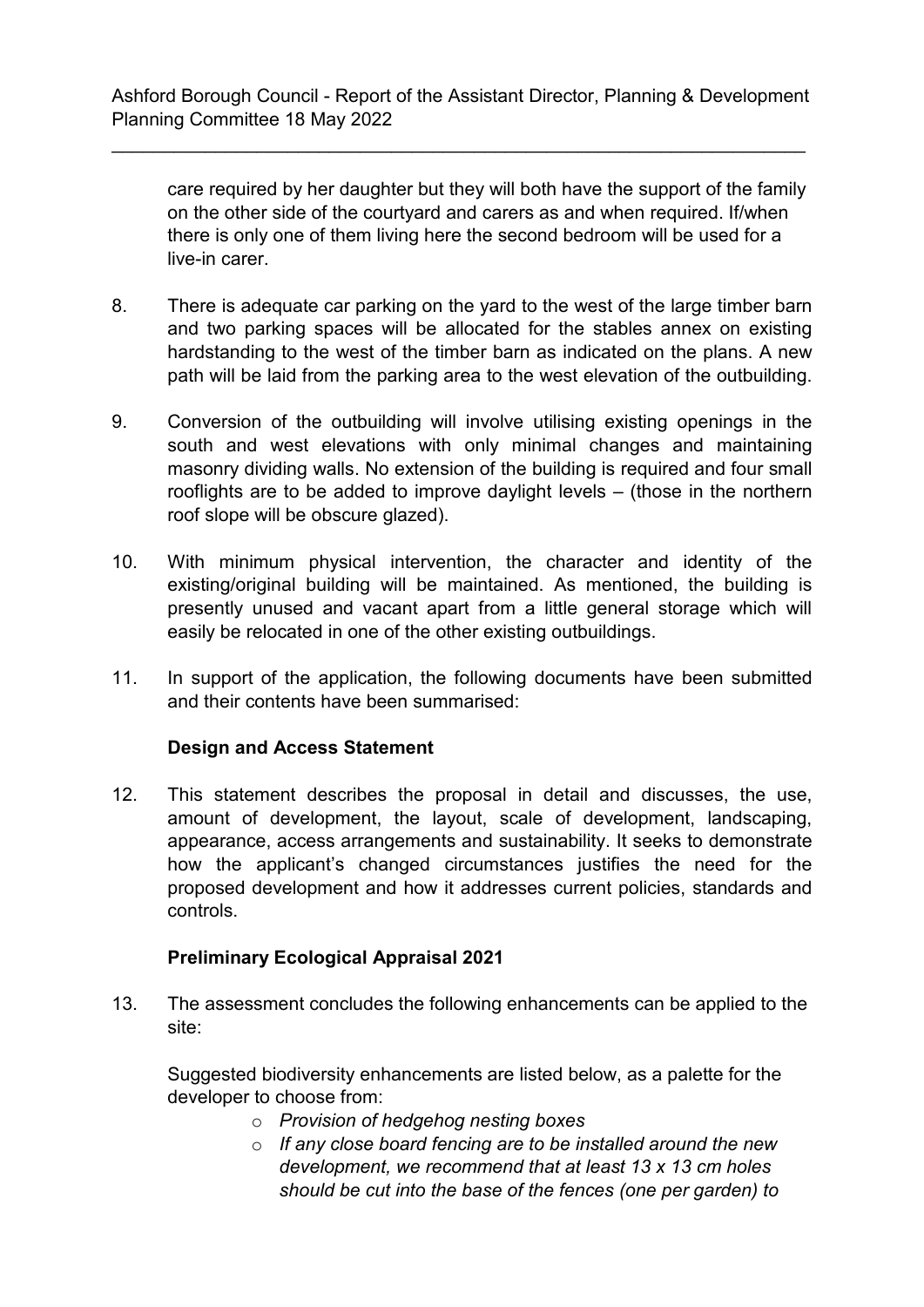care required by her daughter but they will both have the support of the family on the other side of the courtyard and carers as and when required. If/when there is only one of them living here the second bedroom will be used for a live-in carer.

8. There is adequate car parking on the yard to the west of the large timber barn and two parking spaces will be allocated for the stables annex on existing hardstanding to the west of the timber barn as indicated on the plans. A new path will be laid from the parking area to the west elevation of the outbuilding.

9. Conversion of the outbuilding will involve utilising existing openings in the south and west elevations with only minimal changes and maintaining masonry dividing walls. No extension of the building is required and four small rooflights are to be added to improve daylight levels – (those in the northern roof slope will be obscure glazed).

10. With minimum physical intervention, the character and identity of the existing/original building will be maintained. As mentioned, the building is presently unused and vacant apart from a little general storage which will easily be relocated in one of the other existing outbuildings.

11. In support of the application, the following documents have been submitted and their contents have been summarised:

**Design and Access Statement**

12. This statement describes the proposal in detail and discusses, the use, amount of development, the layout, scale of development, landscaping, appearance, access arrangements and sustainability. It seeks to demonstrate how the applicant's changed circumstances justifies the need for the proposed development and how it addresses current policies, standards and controls.

**Preliminary Ecological Appraisal 2021**

13. The assessment concludes the following enhancements can be applied to the site:

    Suggested biodiversity enhancements are listed below, as a palette for the developer to choose from:

    - *Provision of hedgehog nesting boxes*
    - *If any close board fencing are to be installed around the new development, we recommend that at least 13 x 13 cm holes should be cut into the base of the fences (one per garden) to*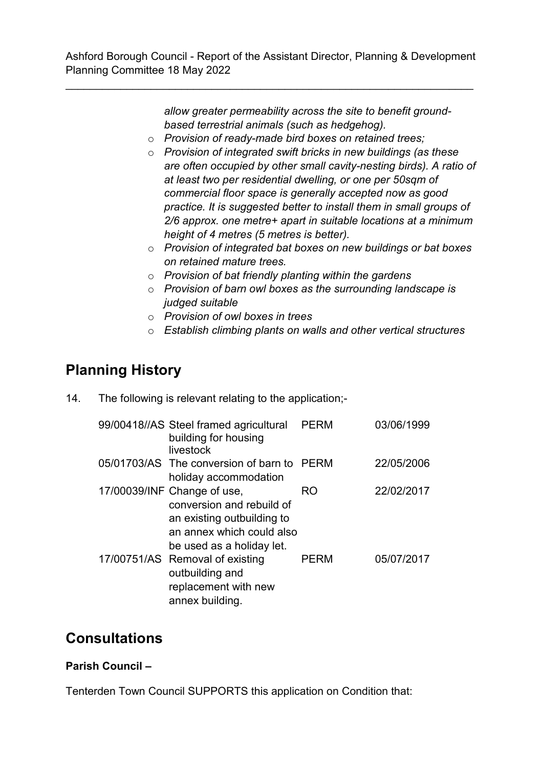*allow greater permeability across the site to benefit ground-based terrestrial animals (such as hedgehog).*

- *Provision of ready-made bird boxes on retained trees;*
- *Provision of integrated swift bricks in new buildings (as these are often occupied by other small cavity-nesting birds). A ratio of at least two per residential dwelling, or one per 50sqm of commercial floor space is generally accepted now as good practice. It is suggested better to install them in small groups of 2/6 approx. one metre+ apart in suitable locations at a minimum height of 4 metres (5 metres is better).*
- *Provision of integrated bat boxes on new buildings or bat boxes on retained mature trees.*
- *Provision of bat friendly planting within the gardens*
- *Provision of barn owl boxes as the surrounding landscape is judged suitable*
- *Provision of owl boxes in trees*
- *Establish climbing plants on walls and other vertical structures*

## Planning History

14. The following is relevant relating to the application;-

| | | | |
|---|---|---|---|
| 99/00418//AS | Steel framed agricultural building for housing livestock | PERM | 03/06/1999 |
| 05/01703/AS | The conversion of barn to holiday accommodation | PERM | 22/05/2006 |
| 17/00039/INF | Change of use, conversion and rebuild of an existing outbuilding to an annex which could also be used as a holiday let. | RO | 22/02/2017 |
| 17/00751/AS | Removal of existing outbuilding and replacement with new annex building. | PERM | 05/07/2017 |

## Consultations

**Parish Council –**

Tenterden Town Council SUPPORTS this application on Condition that: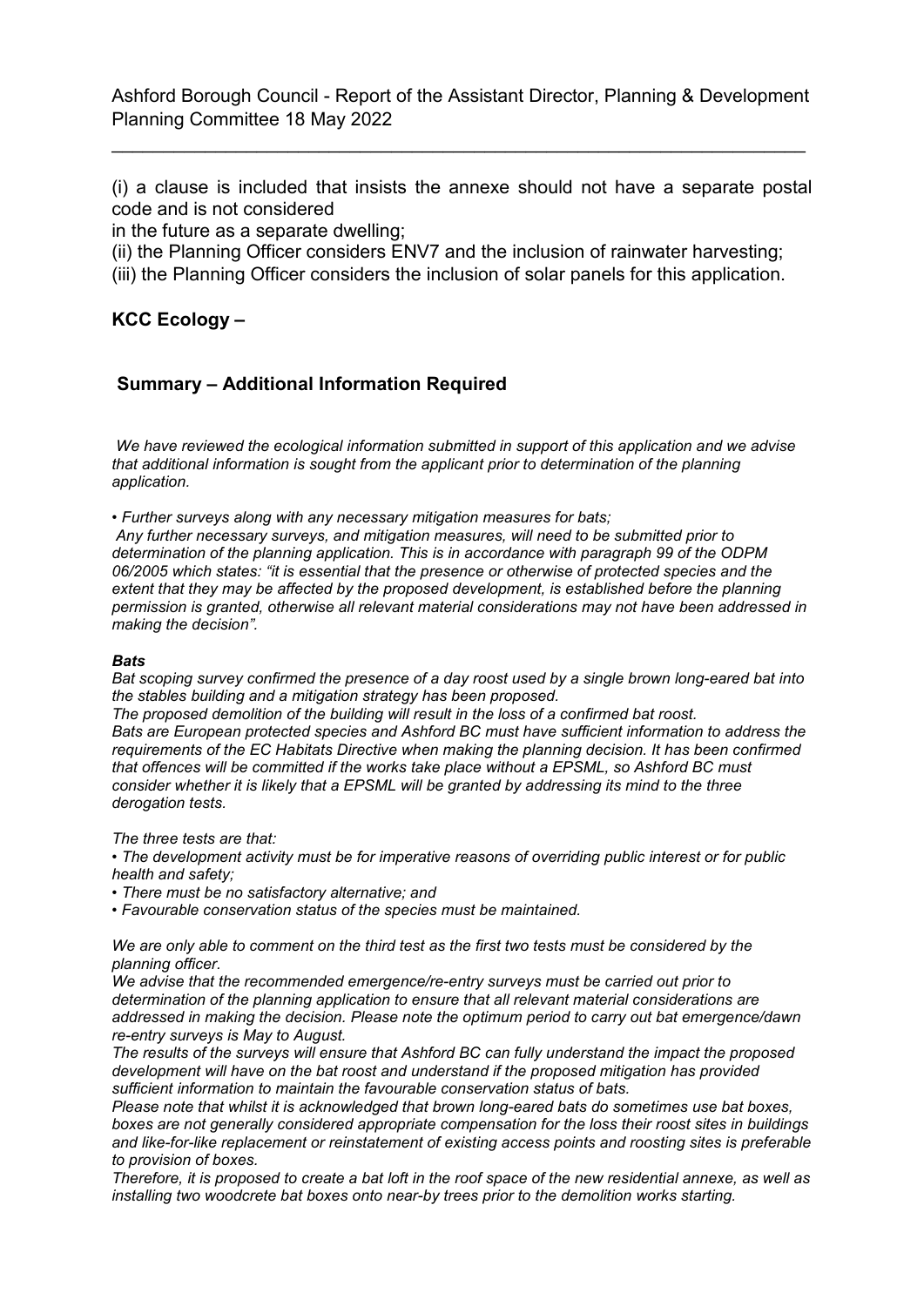(i) a clause is included that insists the annexe should not have a separate postal code and is not considered
in the future as a separate dwelling;
(ii) the Planning Officer considers ENV7 and the inclusion of rainwater harvesting;
(iii) the Planning Officer considers the inclusion of solar panels for this application.

**KCC Ecology –**

**Summary – Additional Information Required**

*We have reviewed the ecological information submitted in support of this application and we advise that additional information is sought from the applicant prior to determination of the planning application.*

*• Further surveys along with any necessary mitigation measures for bats;*
*Any further necessary surveys, and mitigation measures, will need to be submitted prior to determination of the planning application. This is in accordance with paragraph 99 of the ODPM 06/2005 which states: "it is essential that the presence or otherwise of protected species and the extent that they may be affected by the proposed development, is established before the planning permission is granted, otherwise all relevant material considerations may not have been addressed in making the decision".*

***Bats***

*Bat scoping survey confirmed the presence of a day roost used by a single brown long-eared bat into the stables building and a mitigation strategy has been proposed.*
*The proposed demolition of the building will result in the loss of a confirmed bat roost.*
*Bats are European protected species and Ashford BC must have sufficient information to address the requirements of the EC Habitats Directive when making the planning decision. It has been confirmed that offences will be committed if the works take place without a EPSML, so Ashford BC must consider whether it is likely that a EPSML will be granted by addressing its mind to the three derogation tests.*

*The three tests are that:*
*• The development activity must be for imperative reasons of overriding public interest or for public health and safety;*
*• There must be no satisfactory alternative; and*
*• Favourable conservation status of the species must be maintained.*

*We are only able to comment on the third test as the first two tests must be considered by the planning officer.*
*We advise that the recommended emergence/re-entry surveys must be carried out prior to determination of the planning application to ensure that all relevant material considerations are addressed in making the decision. Please note the optimum period to carry out bat emergence/dawn re-entry surveys is May to August.*
*The results of the surveys will ensure that Ashford BC can fully understand the impact the proposed development will have on the bat roost and understand if the proposed mitigation has provided sufficient information to maintain the favourable conservation status of bats.*
*Please note that whilst it is acknowledged that brown long-eared bats do sometimes use bat boxes, boxes are not generally considered appropriate compensation for the loss their roost sites in buildings and like-for-like replacement or reinstatement of existing access points and roosting sites is preferable to provision of boxes.*
*Therefore, it is proposed to create a bat loft in the roof space of the new residential annexe, as well as installing two woodcrete bat boxes onto near-by trees prior to the demolition works starting.*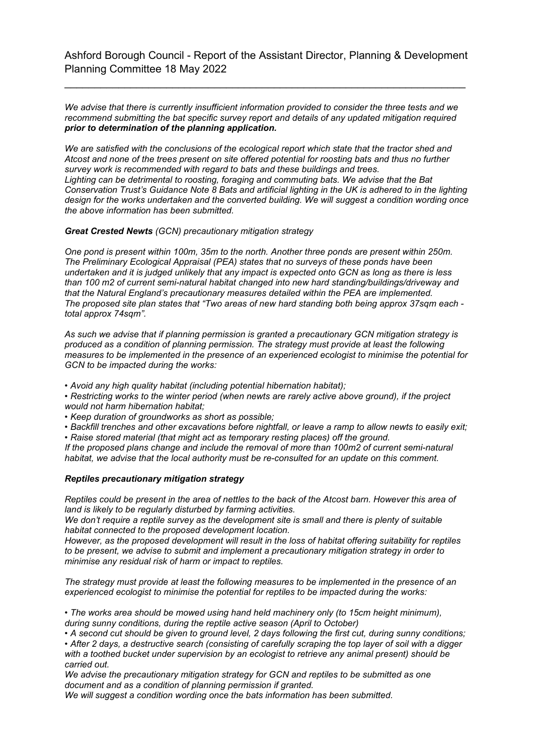*We advise that there is currently insufficient information provided to consider the three tests and we recommend submitting the bat specific survey report and details of any updated mitigation required* ***prior to determination of the planning application.***

*We are satisfied with the conclusions of the ecological report which state that the tractor shed and Atcost and none of the trees present on site offered potential for roosting bats and thus no further survey work is recommended with regard to bats and these buildings and trees.*
*Lighting can be detrimental to roosting, foraging and commuting bats. We advise that the Bat Conservation Trust's Guidance Note 8 Bats and artificial lighting in the UK is adhered to in the lighting design for the works undertaken and the converted building. We will suggest a condition wording once the above information has been submitted.*

***Great Crested Newts*** *(GCN) precautionary mitigation strategy*

*One pond is present within 100m, 35m to the north. Another three ponds are present within 250m. The Preliminary Ecological Appraisal (PEA) states that no surveys of these ponds have been undertaken and it is judged unlikely that any impact is expected onto GCN as long as there is less than 100 m2 of current semi-natural habitat changed into new hard standing/buildings/driveway and that the Natural England's precautionary measures detailed within the PEA are implemented.*
*The proposed site plan states that "Two areas of new hard standing both being approx 37sqm each - total approx 74sqm".*

*As such we advise that if planning permission is granted a precautionary GCN mitigation strategy is produced as a condition of planning permission. The strategy must provide at least the following measures to be implemented in the presence of an experienced ecologist to minimise the potential for GCN to be impacted during the works:*

- *Avoid any high quality habitat (including potential hibernation habitat);*
- *Restricting works to the winter period (when newts are rarely active above ground), if the project would not harm hibernation habitat;*
- *Keep duration of groundworks as short as possible;*
- *Backfill trenches and other excavations before nightfall, or leave a ramp to allow newts to easily exit;*
- *Raise stored material (that might act as temporary resting places) off the ground.*

*If the proposed plans change and include the removal of more than 100m2 of current semi-natural habitat, we advise that the local authority must be re-consulted for an update on this comment.*

***Reptiles precautionary mitigation strategy***

*Reptiles could be present in the area of nettles to the back of the Atcost barn. However this area of land is likely to be regularly disturbed by farming activities.*
*We don't require a reptile survey as the development site is small and there is plenty of suitable habitat connected to the proposed development location.*
*However, as the proposed development will result in the loss of habitat offering suitability for reptiles to be present, we advise to submit and implement a precautionary mitigation strategy in order to minimise any residual risk of harm or impact to reptiles.*

*The strategy must provide at least the following measures to be implemented in the presence of an experienced ecologist to minimise the potential for reptiles to be impacted during the works:*

- *The works area should be mowed using hand held machinery only (to 15cm height minimum), during sunny conditions, during the reptile active season (April to October)*
- *A second cut should be given to ground level, 2 days following the first cut, during sunny conditions;*
- *After 2 days, a destructive search (consisting of carefully scraping the top layer of soil with a digger with a toothed bucket under supervision by an ecologist to retrieve any animal present) should be carried out.*

*We advise the precautionary mitigation strategy for GCN and reptiles to be submitted as one document and as a condition of planning permission if granted.*
*We will suggest a condition wording once the bats information has been submitted.*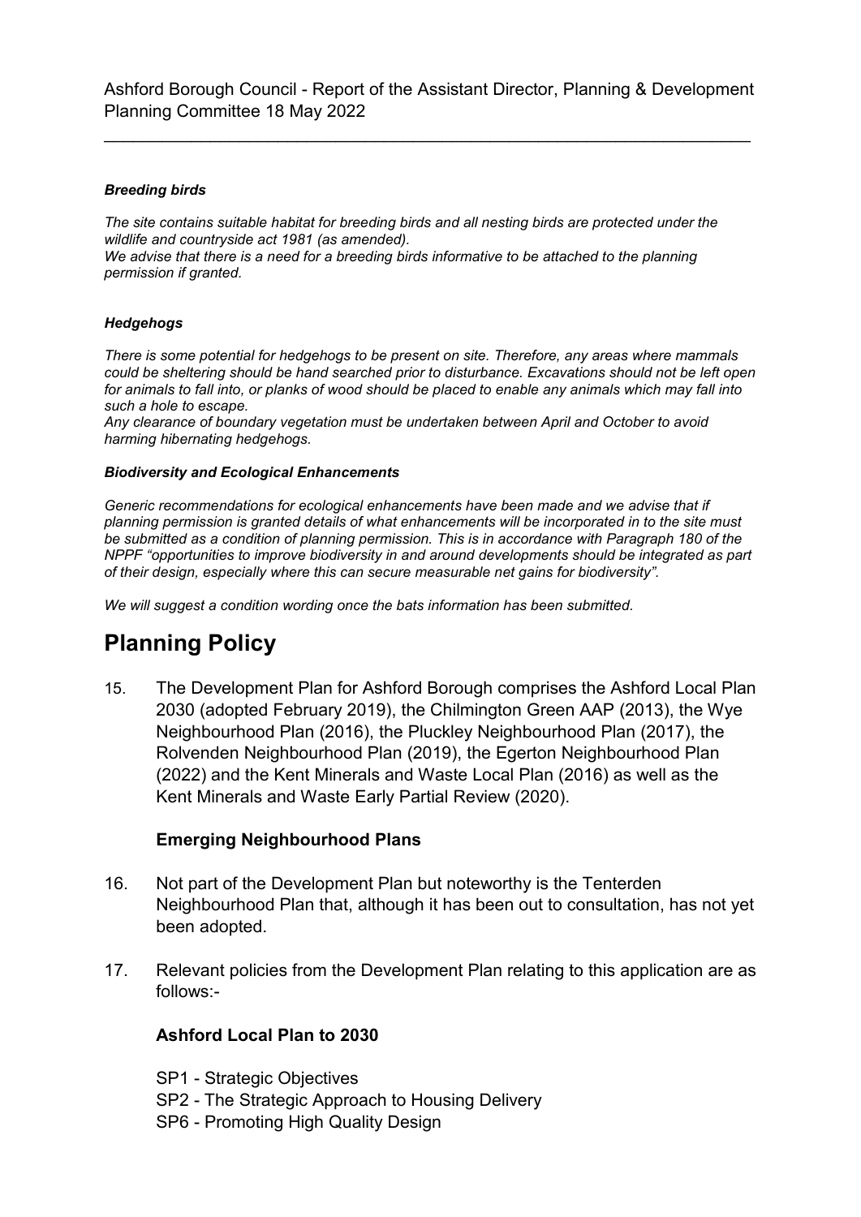***Breeding birds***

*The site contains suitable habitat for breeding birds and all nesting birds are protected under the wildlife and countryside act 1981 (as amended).*
*We advise that there is a need for a breeding birds informative to be attached to the planning permission if granted.*

***Hedgehogs***

*There is some potential for hedgehogs to be present on site. Therefore, any areas where mammals could be sheltering should be hand searched prior to disturbance. Excavations should not be left open for animals to fall into, or planks of wood should be placed to enable any animals which may fall into such a hole to escape.*
*Any clearance of boundary vegetation must be undertaken between April and October to avoid harming hibernating hedgehogs.*

***Biodiversity and Ecological Enhancements***

*Generic recommendations for ecological enhancements have been made and we advise that if planning permission is granted details of what enhancements will be incorporated in to the site must be submitted as a condition of planning permission. This is in accordance with Paragraph 180 of the NPPF "opportunities to improve biodiversity in and around developments should be integrated as part of their design, especially where this can secure measurable net gains for biodiversity".*

*We will suggest a condition wording once the bats information has been submitted.*

# Planning Policy

15. The Development Plan for Ashford Borough comprises the Ashford Local Plan 2030 (adopted February 2019), the Chilmington Green AAP (2013), the Wye Neighbourhood Plan (2016), the Pluckley Neighbourhood Plan (2017), the Rolvenden Neighbourhood Plan (2019), the Egerton Neighbourhood Plan (2022) and the Kent Minerals and Waste Local Plan (2016) as well as the Kent Minerals and Waste Early Partial Review (2020).

### Emerging Neighbourhood Plans

16. Not part of the Development Plan but noteworthy is the Tenterden Neighbourhood Plan that, although it has been out to consultation, has not yet been adopted.

17. Relevant policies from the Development Plan relating to this application are as follows:-

### Ashford Local Plan to 2030

SP1 - Strategic Objectives
SP2 - The Strategic Approach to Housing Delivery
SP6 - Promoting High Quality Design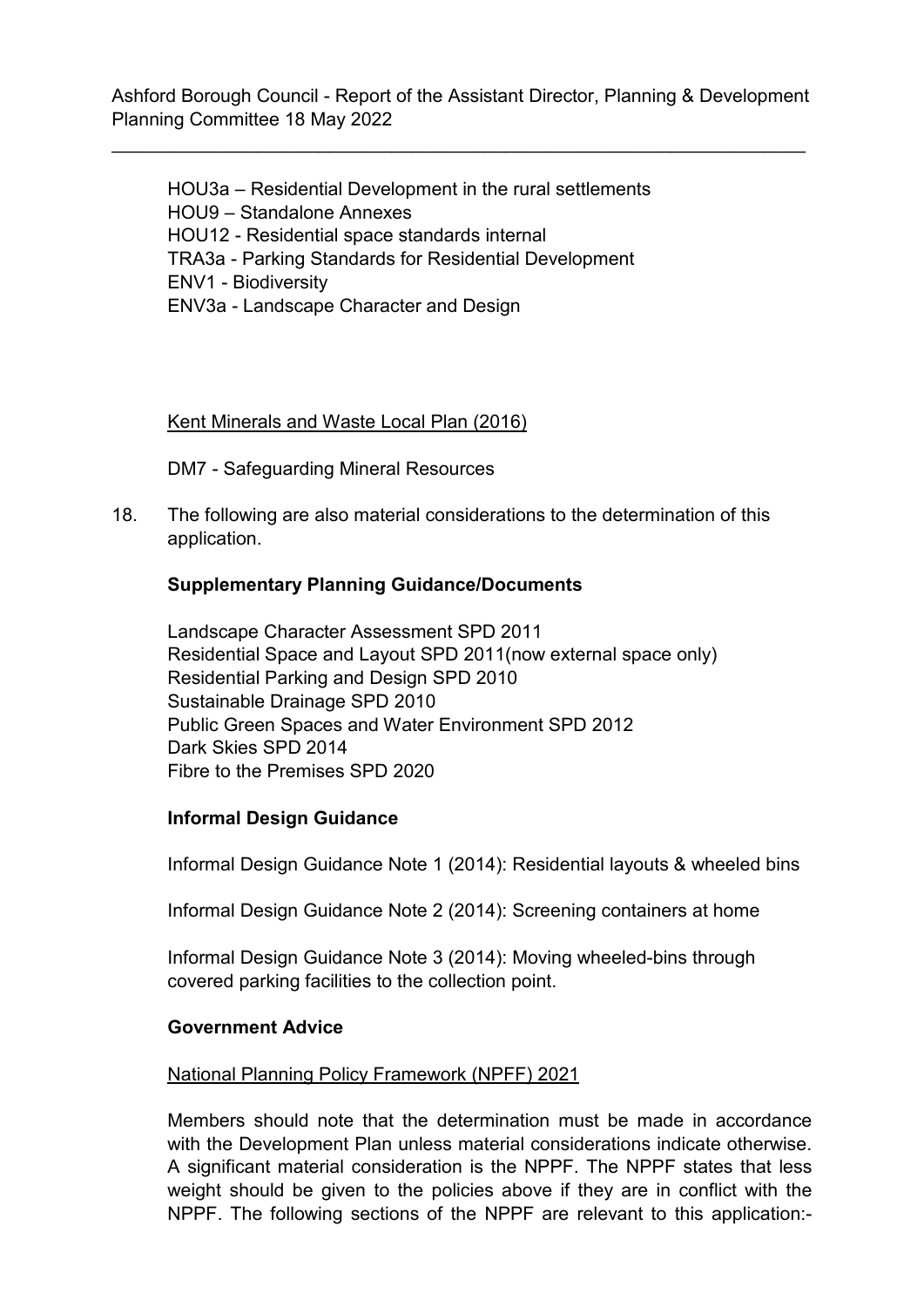HOU3a – Residential Development in the rural settlements
HOU9 – Standalone Annexes
HOU12 - Residential space standards internal
TRA3a - Parking Standards for Residential Development
ENV1 - Biodiversity
ENV3a - Landscape Character and Design

Kent Minerals and Waste Local Plan (2016)

DM7 - Safeguarding Mineral Resources

18. The following are also material considerations to the determination of this application.

**Supplementary Planning Guidance/Documents**

Landscape Character Assessment SPD 2011
Residential Space and Layout SPD 2011(now external space only)
Residential Parking and Design SPD 2010
Sustainable Drainage SPD 2010
Public Green Spaces and Water Environment SPD 2012
Dark Skies SPD 2014
Fibre to the Premises SPD 2020

**Informal Design Guidance**

Informal Design Guidance Note 1 (2014): Residential layouts & wheeled bins

Informal Design Guidance Note 2 (2014): Screening containers at home

Informal Design Guidance Note 3 (2014): Moving wheeled-bins through covered parking facilities to the collection point.

**Government Advice**

National Planning Policy Framework (NPFF) 2021

Members should note that the determination must be made in accordance with the Development Plan unless material considerations indicate otherwise. A significant material consideration is the NPPF. The NPPF states that less weight should be given to the policies above if they are in conflict with the NPPF. The following sections of the NPPF are relevant to this application:-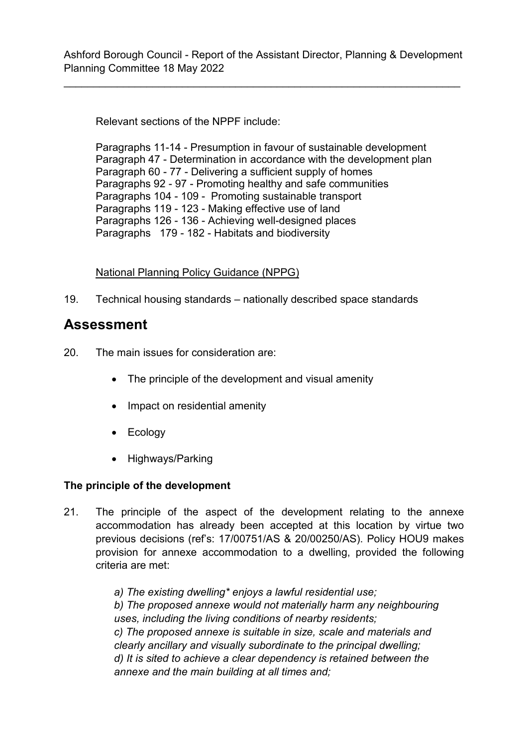Relevant sections of the NPPF include:

Paragraphs 11-14 - Presumption in favour of sustainable development
Paragraph 47 - Determination in accordance with the development plan
Paragraph 60 - 77 - Delivering a sufficient supply of homes
Paragraphs 92 - 97 - Promoting healthy and safe communities
Paragraphs 104 - 109 - Promoting sustainable transport
Paragraphs 119 - 123 - Making effective use of land
Paragraphs 126 - 136 - Achieving well-designed places
Paragraphs 179 - 182 - Habitats and biodiversity

National Planning Policy Guidance (NPPG)

19. Technical housing standards – nationally described space standards

# Assessment

20. The main issues for consideration are:

- The principle of the development and visual amenity
- Impact on residential amenity
- Ecology
- Highways/Parking

**The principle of the development**

21. The principle of the aspect of the development relating to the annexe accommodation has already been accepted at this location by virtue two previous decisions (ref's: 17/00751/AS & 20/00250/AS). Policy HOU9 makes provision for annexe accommodation to a dwelling, provided the following criteria are met:

    *a) The existing dwelling* enjoys a lawful residential use;*
    *b) The proposed annexe would not materially harm any neighbouring uses, including the living conditions of nearby residents;*
    *c) The proposed annexe is suitable in size, scale and materials and clearly ancillary and visually subordinate to the principal dwelling;*
    *d) It is sited to achieve a clear dependency is retained between the annexe and the main building at all times and;*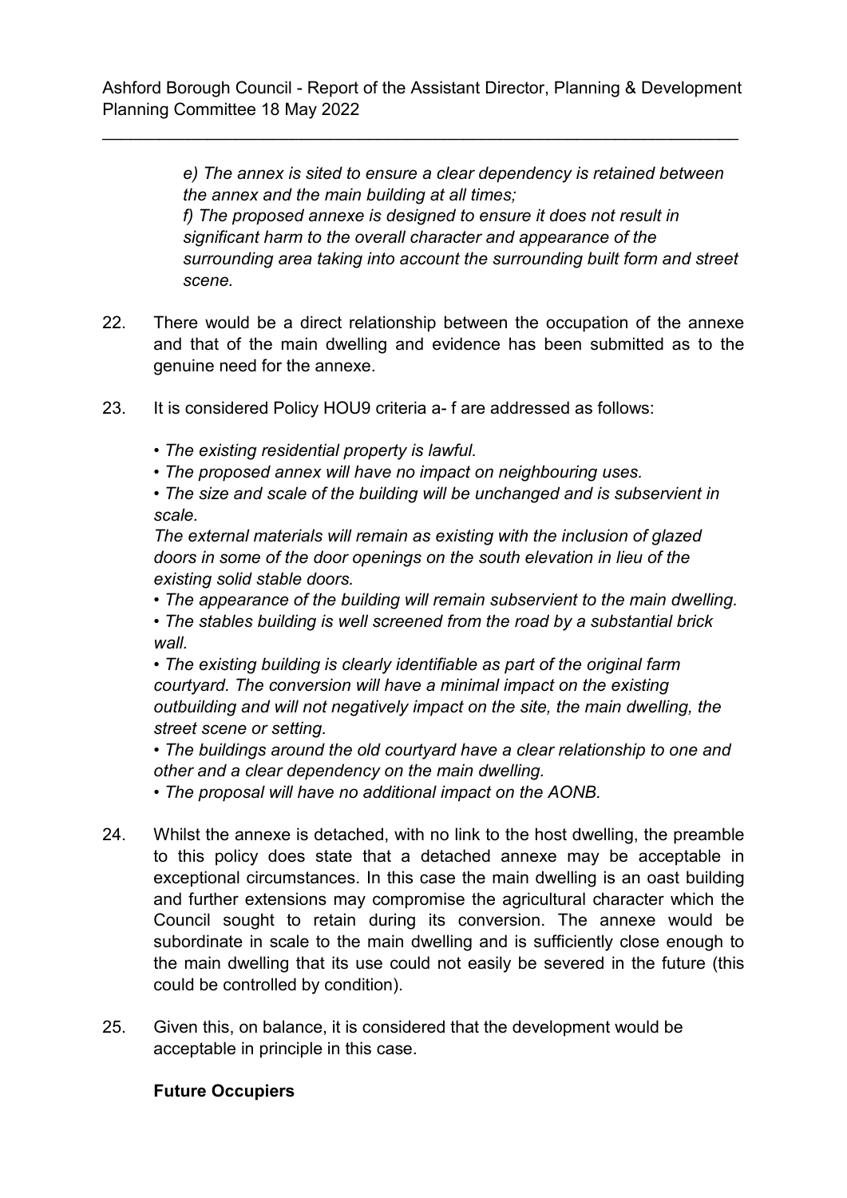*e) The annex is sited to ensure a clear dependency is retained between the annex and the main building at all times;*
*f) The proposed annexe is designed to ensure it does not result in significant harm to the overall character and appearance of the surrounding area taking into account the surrounding built form and street scene.*

22. There would be a direct relationship between the occupation of the annexe and that of the main dwelling and evidence has been submitted as to the genuine need for the annexe.

23. It is considered Policy HOU9 criteria a- f are addressed as follows:

    - *The existing residential property is lawful.*
    - *The proposed annex will have no impact on neighbouring uses.*
    - *The size and scale of the building will be unchanged and is subservient in scale.*
      *The external materials will remain as existing with the inclusion of glazed doors in some of the door openings on the south elevation in lieu of the existing solid stable doors.*
    - *The appearance of the building will remain subservient to the main dwelling.*
    - *The stables building is well screened from the road by a substantial brick wall.*
    - *The existing building is clearly identifiable as part of the original farm courtyard. The conversion will have a minimal impact on the existing outbuilding and will not negatively impact on the site, the main dwelling, the street scene or setting.*
    - *The buildings around the old courtyard have a clear relationship to one and other and a clear dependency on the main dwelling.*
    - *The proposal will have no additional impact on the AONB.*

24. Whilst the annexe is detached, with no link to the host dwelling, the preamble to this policy does state that a detached annexe may be acceptable in exceptional circumstances. In this case the main dwelling is an oast building and further extensions may compromise the agricultural character which the Council sought to retain during its conversion. The annexe would be subordinate in scale to the main dwelling and is sufficiently close enough to the main dwelling that its use could not easily be severed in the future (this could be controlled by condition).

25. Given this, on balance, it is considered that the development would be acceptable in principle in this case.

**Future Occupiers**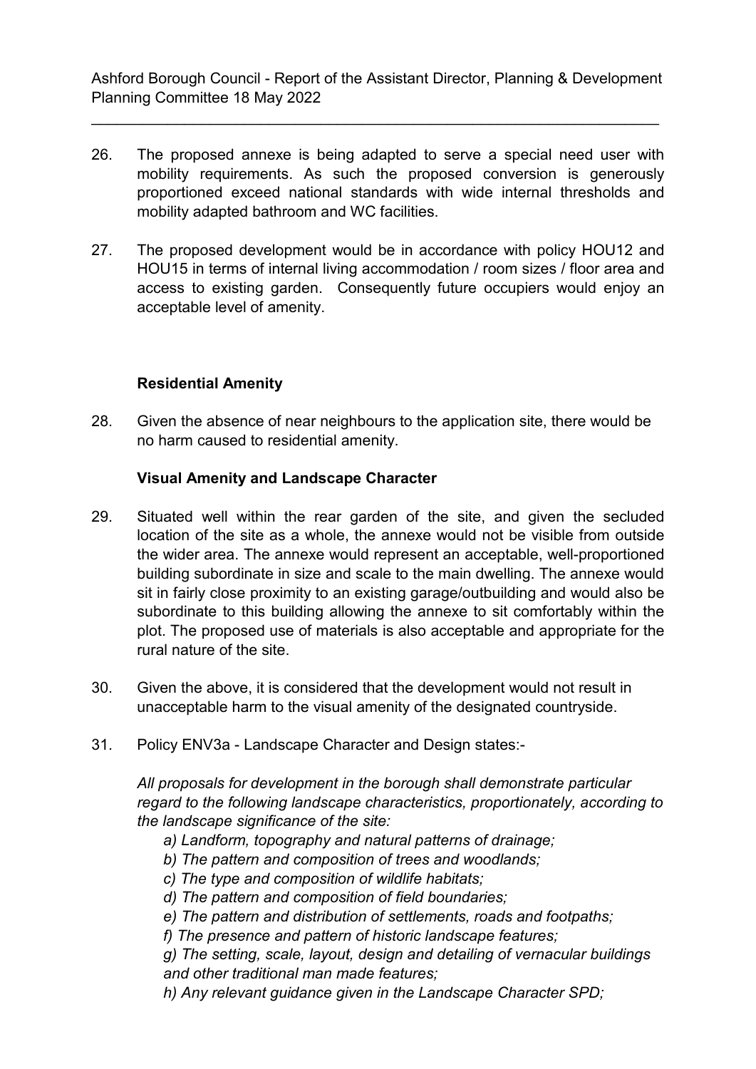26. The proposed annexe is being adapted to serve a special need user with mobility requirements. As such the proposed conversion is generously proportioned exceed national standards with wide internal thresholds and mobility adapted bathroom and WC facilities.

27. The proposed development would be in accordance with policy HOU12 and HOU15 in terms of internal living accommodation / room sizes / floor area and access to existing garden. Consequently future occupiers would enjoy an acceptable level of amenity.

**Residential Amenity**

28. Given the absence of near neighbours to the application site, there would be no harm caused to residential amenity.

**Visual Amenity and Landscape Character**

29. Situated well within the rear garden of the site, and given the secluded location of the site as a whole, the annexe would not be visible from outside the wider area. The annexe would represent an acceptable, well-proportioned building subordinate in size and scale to the main dwelling. The annexe would sit in fairly close proximity to an existing garage/outbuilding and would also be subordinate to this building allowing the annexe to sit comfortably within the plot. The proposed use of materials is also acceptable and appropriate for the rural nature of the site.

30. Given the above, it is considered that the development would not result in unacceptable harm to the visual amenity of the designated countryside.

31. Policy ENV3a - Landscape Character and Design states:-

    *All proposals for development in the borough shall demonstrate particular regard to the following landscape characteristics, proportionately, according to the landscape significance of the site:*

    *a) Landform, topography and natural patterns of drainage;*
    *b) The pattern and composition of trees and woodlands;*
    *c) The type and composition of wildlife habitats;*
    *d) The pattern and composition of field boundaries;*
    *e) The pattern and distribution of settlements, roads and footpaths;*
    *f) The presence and pattern of historic landscape features;*
    *g) The setting, scale, layout, design and detailing of vernacular buildings and other traditional man made features;*
    *h) Any relevant guidance given in the Landscape Character SPD;*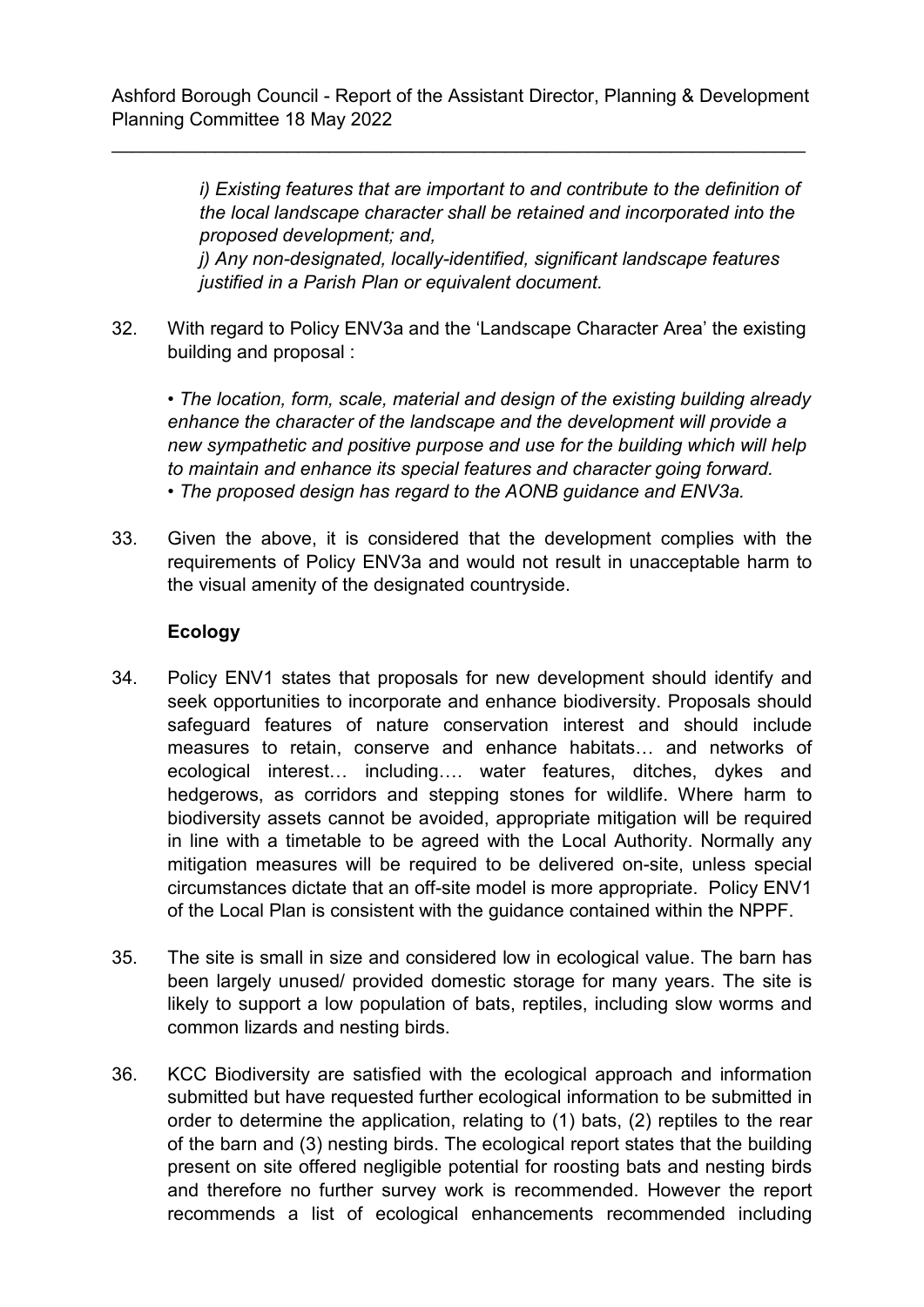*i) Existing features that are important to and contribute to the definition of the local landscape character shall be retained and incorporated into the proposed development; and,*

*j) Any non-designated, locally-identified, significant landscape features justified in a Parish Plan or equivalent document.*

32. With regard to Policy ENV3a and the 'Landscape Character Area' the existing building and proposal :

    • *The location, form, scale, material and design of the existing building already enhance the character of the landscape and the development will provide a new sympathetic and positive purpose and use for the building which will help to maintain and enhance its special features and character going forward.*
    • *The proposed design has regard to the AONB guidance and ENV3a.*

33. Given the above, it is considered that the development complies with the requirements of Policy ENV3a and would not result in unacceptable harm to the visual amenity of the designated countryside.

**Ecology**

34. Policy ENV1 states that proposals for new development should identify and seek opportunities to incorporate and enhance biodiversity. Proposals should safeguard features of nature conservation interest and should include measures to retain, conserve and enhance habitats… and networks of ecological interest… including…. water features, ditches, dykes and hedgerows, as corridors and stepping stones for wildlife. Where harm to biodiversity assets cannot be avoided, appropriate mitigation will be required in line with a timetable to be agreed with the Local Authority. Normally any mitigation measures will be required to be delivered on-site, unless special circumstances dictate that an off-site model is more appropriate. Policy ENV1 of the Local Plan is consistent with the guidance contained within the NPPF.

35. The site is small in size and considered low in ecological value. The barn has been largely unused/ provided domestic storage for many years. The site is likely to support a low population of bats, reptiles, including slow worms and common lizards and nesting birds.

36. KCC Biodiversity are satisfied with the ecological approach and information submitted but have requested further ecological information to be submitted in order to determine the application, relating to (1) bats, (2) reptiles to the rear of the barn and (3) nesting birds. The ecological report states that the building present on site offered negligible potential for roosting bats and nesting birds and therefore no further survey work is recommended. However the report recommends a list of ecological enhancements recommended including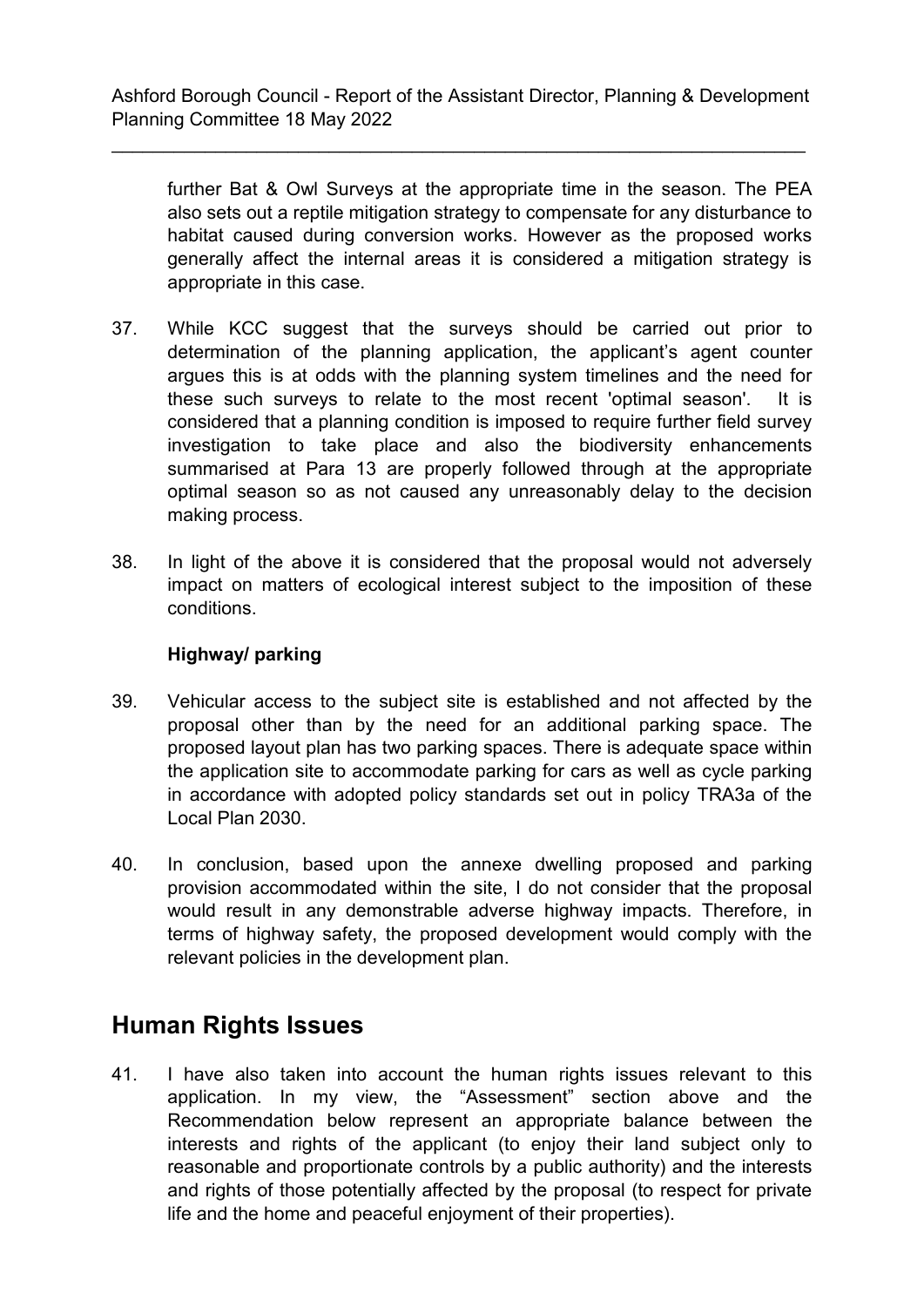further Bat & Owl Surveys at the appropriate time in the season. The PEA also sets out a reptile mitigation strategy to compensate for any disturbance to habitat caused during conversion works. However as the proposed works generally affect the internal areas it is considered a mitigation strategy is appropriate in this case.

37. While KCC suggest that the surveys should be carried out prior to determination of the planning application, the applicant's agent counter argues this is at odds with the planning system timelines and the need for these such surveys to relate to the most recent 'optimal season'. It is considered that a planning condition is imposed to require further field survey investigation to take place and also the biodiversity enhancements summarised at Para 13 are properly followed through at the appropriate optimal season so as not caused any unreasonably delay to the decision making process.

38. In light of the above it is considered that the proposal would not adversely impact on matters of ecological interest subject to the imposition of these conditions.

**Highway/ parking**

39. Vehicular access to the subject site is established and not affected by the proposal other than by the need for an additional parking space. The proposed layout plan has two parking spaces. There is adequate space within the application site to accommodate parking for cars as well as cycle parking in accordance with adopted policy standards set out in policy TRA3a of the Local Plan 2030.

40. In conclusion, based upon the annexe dwelling proposed and parking provision accommodated within the site, I do not consider that the proposal would result in any demonstrable adverse highway impacts. Therefore, in terms of highway safety, the proposed development would comply with the relevant policies in the development plan.

## Human Rights Issues

41. I have also taken into account the human rights issues relevant to this application. In my view, the "Assessment" section above and the Recommendation below represent an appropriate balance between the interests and rights of the applicant (to enjoy their land subject only to reasonable and proportionate controls by a public authority) and the interests and rights of those potentially affected by the proposal (to respect for private life and the home and peaceful enjoyment of their properties).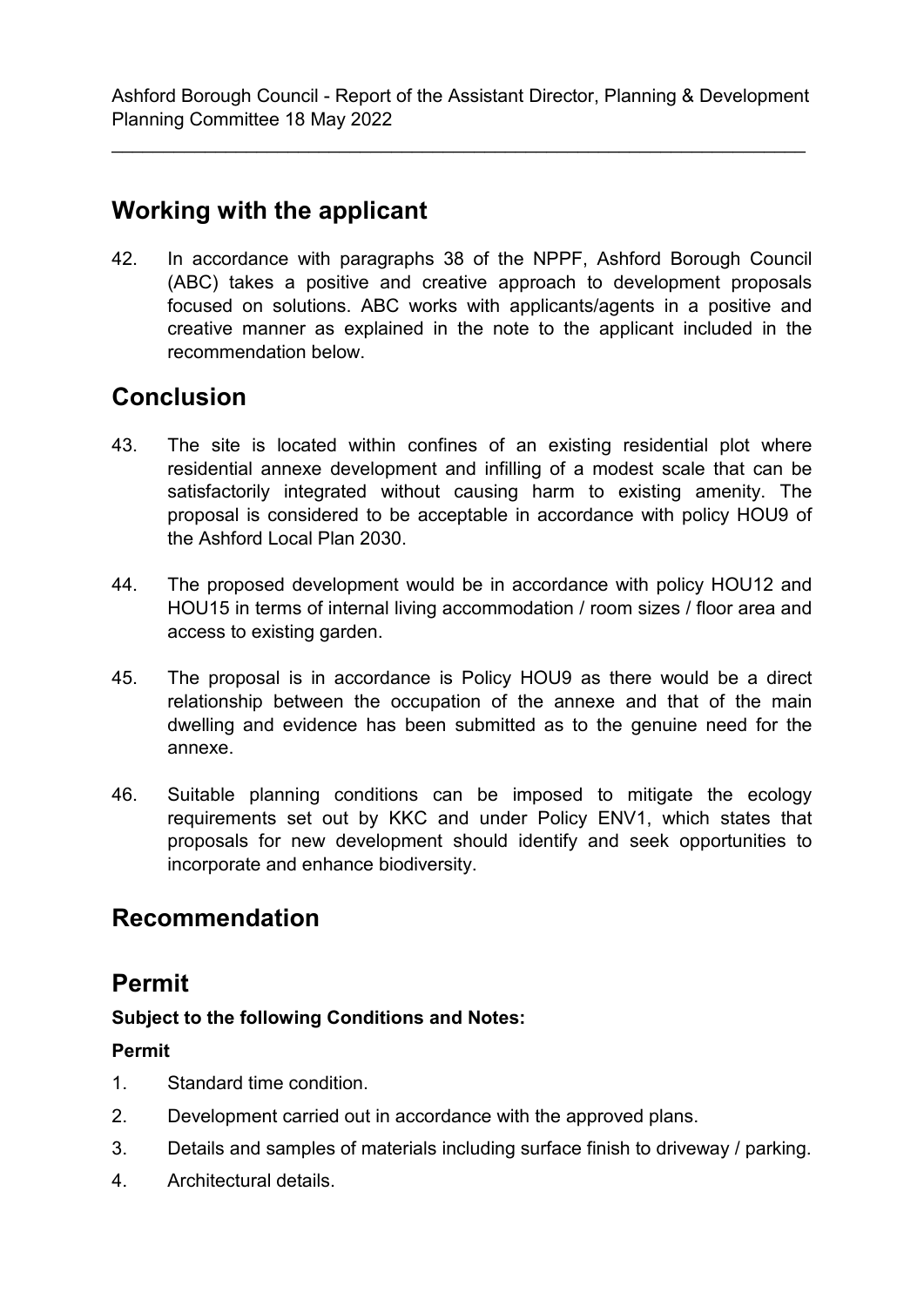## Working with the applicant

42. In accordance with paragraphs 38 of the NPPF, Ashford Borough Council (ABC) takes a positive and creative approach to development proposals focused on solutions. ABC works with applicants/agents in a positive and creative manner as explained in the note to the applicant included in the recommendation below.

## Conclusion

43. The site is located within confines of an existing residential plot where residential annexe development and infilling of a modest scale that can be satisfactorily integrated without causing harm to existing amenity. The proposal is considered to be acceptable in accordance with policy HOU9 of the Ashford Local Plan 2030.

44. The proposed development would be in accordance with policy HOU12 and HOU15 in terms of internal living accommodation / room sizes / floor area and access to existing garden.

45. The proposal is in accordance is Policy HOU9 as there would be a direct relationship between the occupation of the annexe and that of the main dwelling and evidence has been submitted as to the genuine need for the annexe.

46. Suitable planning conditions can be imposed to mitigate the ecology requirements set out by KKC and under Policy ENV1, which states that proposals for new development should identify and seek opportunities to incorporate and enhance biodiversity.

## Recommendation

## Permit

**Subject to the following Conditions and Notes:**

**Permit**

1. Standard time condition.
2. Development carried out in accordance with the approved plans.
3. Details and samples of materials including surface finish to driveway / parking.
4. Architectural details.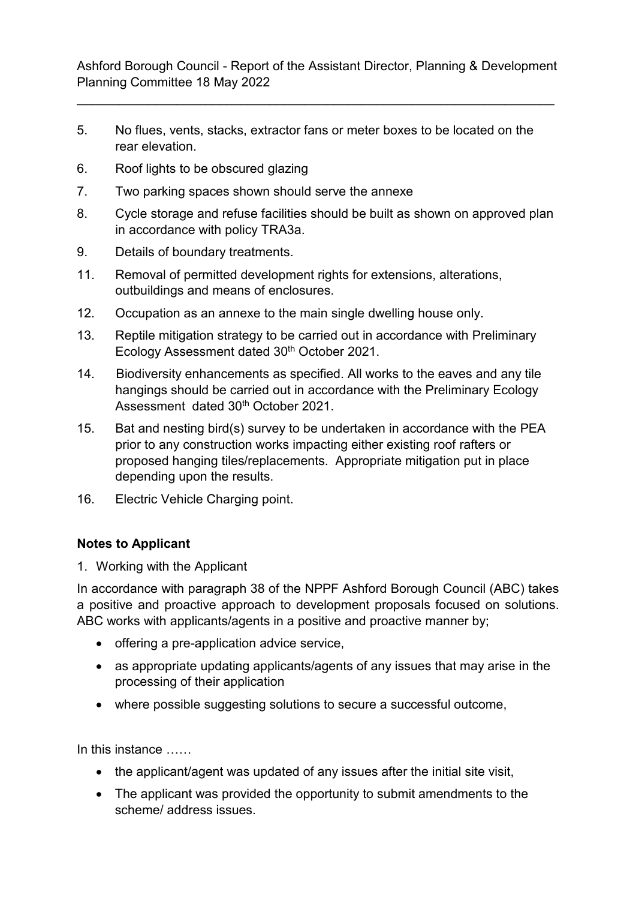5. No flues, vents, stacks, extractor fans or meter boxes to be located on the rear elevation.
6. Roof lights to be obscured glazing
7. Two parking spaces shown should serve the annexe
8. Cycle storage and refuse facilities should be built as shown on approved plan in accordance with policy TRA3a.
9. Details of boundary treatments.
11. Removal of permitted development rights for extensions, alterations, outbuildings and means of enclosures.
12. Occupation as an annexe to the main single dwelling house only.
13. Reptile mitigation strategy to be carried out in accordance with Preliminary Ecology Assessment dated 30th October 2021.
14. Biodiversity enhancements as specified. All works to the eaves and any tile hangings should be carried out in accordance with the Preliminary Ecology Assessment dated 30th October 2021.
15. Bat and nesting bird(s) survey to be undertaken in accordance with the PEA prior to any construction works impacting either existing roof rafters or proposed hanging tiles/replacements. Appropriate mitigation put in place depending upon the results.
16. Electric Vehicle Charging point.

**Notes to Applicant**

1. Working with the Applicant

In accordance with paragraph 38 of the NPPF Ashford Borough Council (ABC) takes a positive and proactive approach to development proposals focused on solutions. ABC works with applicants/agents in a positive and proactive manner by;

- offering a pre-application advice service,
- as appropriate updating applicants/agents of any issues that may arise in the processing of their application
- where possible suggesting solutions to secure a successful outcome,

In this instance ……

- the applicant/agent was updated of any issues after the initial site visit,
- The applicant was provided the opportunity to submit amendments to the scheme/ address issues.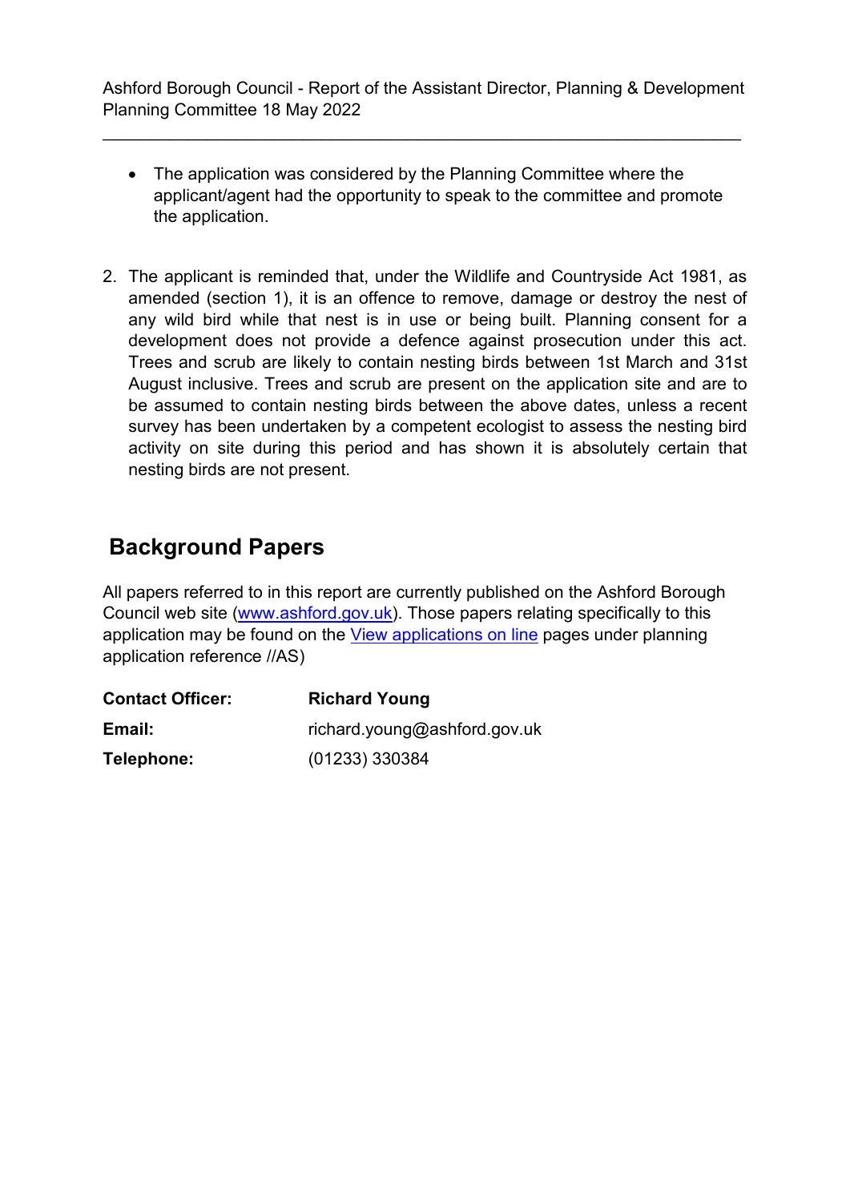- The application was considered by the Planning Committee where the applicant/agent had the opportunity to speak to the committee and promote the application.

2. The applicant is reminded that, under the Wildlife and Countryside Act 1981, as amended (section 1), it is an offence to remove, damage or destroy the nest of any wild bird while that nest is in use or being built. Planning consent for a development does not provide a defence against prosecution under this act. Trees and scrub are likely to contain nesting birds between 1st March and 31st August inclusive. Trees and scrub are present on the application site and are to be assumed to contain nesting birds between the above dates, unless a recent survey has been undertaken by a competent ecologist to assess the nesting bird activity on site during this period and has shown it is absolutely certain that nesting birds are not present.

## Background Papers

All papers referred to in this report are currently published on the Ashford Borough Council web site (www.ashford.gov.uk). Those papers relating specifically to this application may be found on the View applications on line pages under planning application reference //AS)

| | |
|---|---|
| **Contact Officer:** | **Richard Young** |
| **Email:** | richard.young@ashford.gov.uk |
| **Telephone:** | (01233) 330384 |